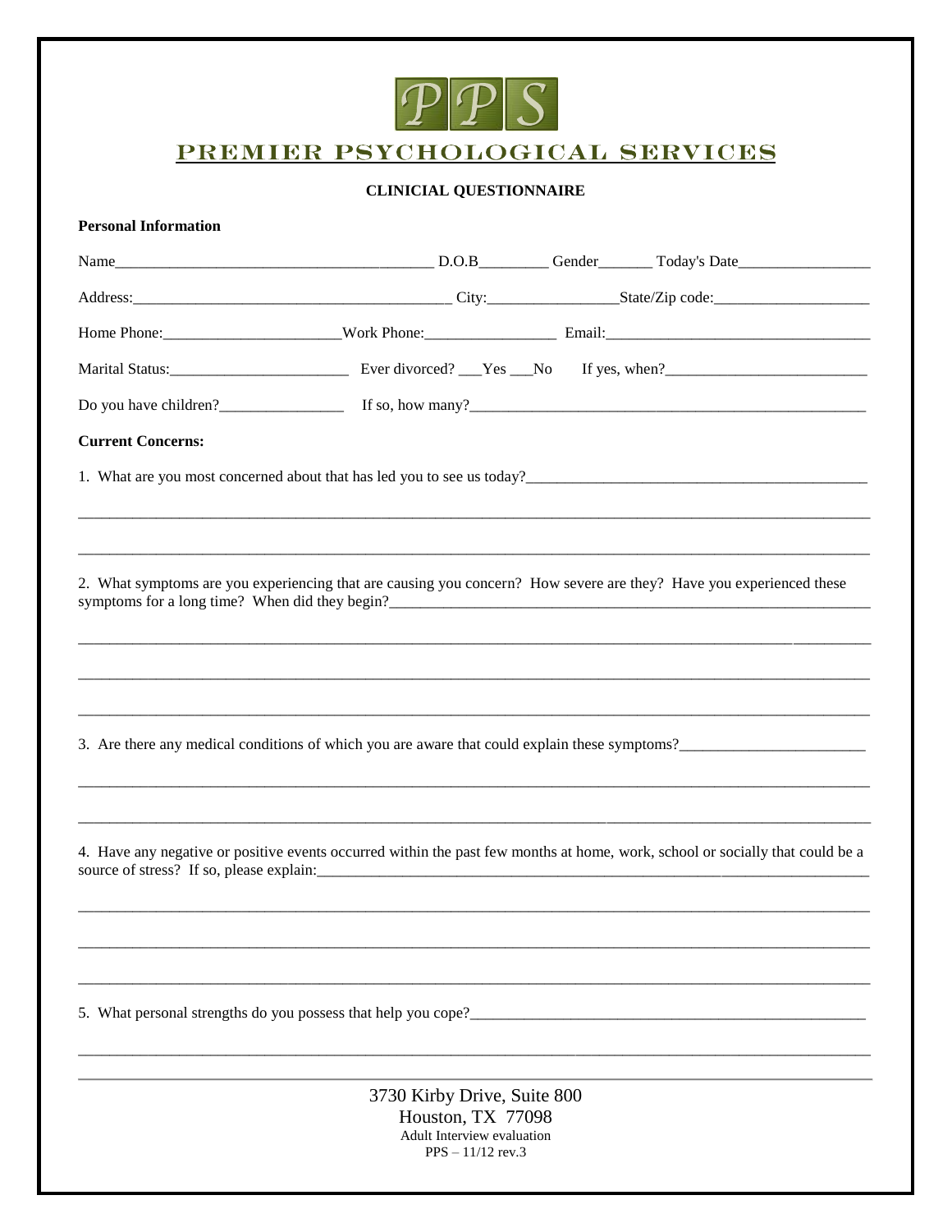PPS

# PREMIER PSYCHOLOGICAL SERVICES

**CLINICIAL QUESTIONNAIRE**

**Personal Information**

Name_________________________________________ D.O.B_________ Gender_______ Today's Date_________________

Address:_________________________________________ City:_________________State/Zip code:____________________

Home Phone:_______________________Work Phone:_________________ Email:___________________________________

Marital Status:_______________________ Ever divorced? ___Yes ___No If yes, when?__________________________

Do you have children?________________ If so, how many?______________________________________________________

**Current Concerns:**

1. What are you most concerned about that has led you to see us today?_____________________________________________

_____________________________________________________________________________________________________

_____________________________________________________________________________________________________

2. What symptoms are you experiencing that are causing you concern? How severe are they? Have you experienced these symptoms for a long time? When did they begin?_________________________________________________________________

_____________________________________________________________________________________________________

_____________________________________________________________________________________________________

_____________________________________________________________________________________________________

3. Are there any medical conditions of which you are aware that could explain these symptoms?________________________

_____________________________________________________________________________________________________

_____________________________________________________________________________________________________

4. Have any negative or positive events occurred within the past few months at home, work, school or socially that could be a source of stress? If so, please explain:_____________________________________________________________________

_____________________________________________________________________________________________________

_____________________________________________________________________________________________________

_____________________________________________________________________________________________________

5. What personal strengths do you possess that help you cope?____________________________________________________

_____________________________________________________________________________________________________

_____________________________________________________________________________________________________

3730 Kirby Drive, Suite 800
Houston, TX 77098
Adult Interview evaluation
PPS – 11/12 rev.3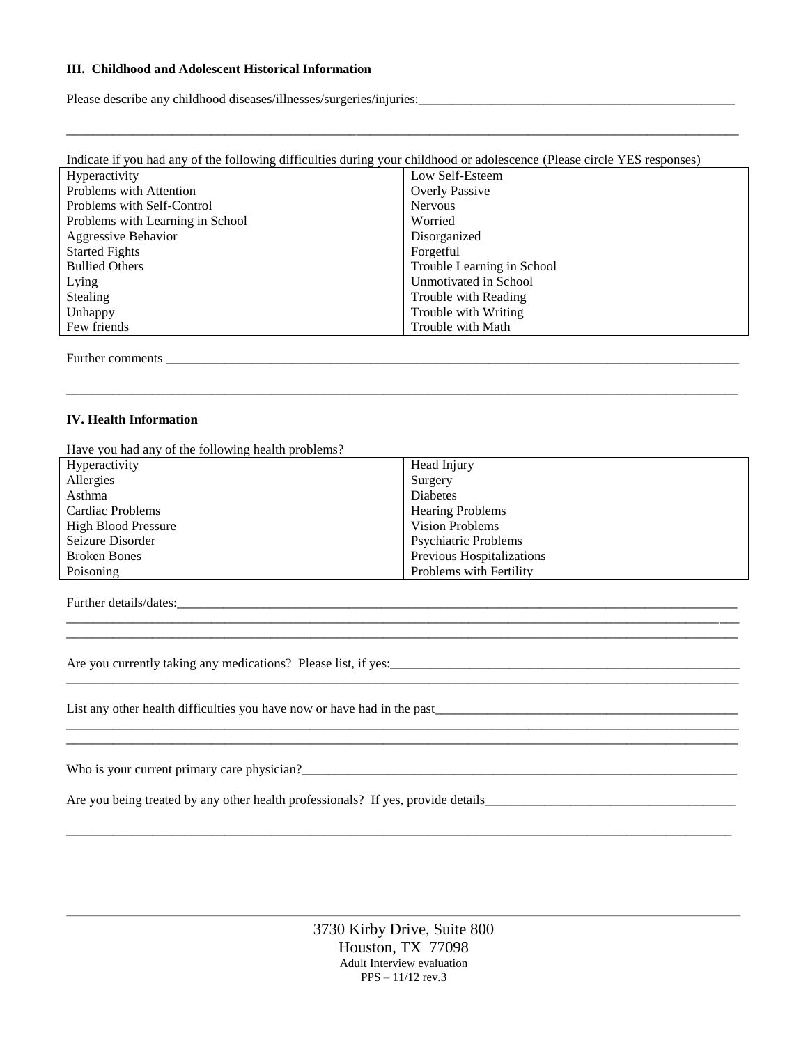### III. Childhood and Adolescent Historical Information

Please describe any childhood diseases/illnesses/surgeries/injuries:\_\_\_\_\_\_\_\_\_\_\_\_\_\_\_\_\_\_\_\_\_\_\_\_\_\_\_\_\_\_\_\_\_\_\_\_\_\_\_\_\_\_\_\_\_\_\_\_

\_\_\_\_\_\_\_\_\_\_\_\_\_\_\_\_\_\_\_\_\_\_\_\_\_\_\_\_\_\_\_\_\_\_\_\_\_\_\_\_\_\_\_\_\_\_\_\_\_\_\_\_\_\_\_\_\_\_\_\_\_\_\_\_\_\_\_\_\_\_\_\_\_\_\_\_\_\_\_\_\_\_\_\_\_\_\_\_\_\_\_\_\_\_\_\_\_\_\_\_

Indicate if you had any of the following difficulties during your childhood or adolescence (Please circle YES responses)

| | |
|---|---|
| Hyperactivity | Low Self-Esteem |
| Problems with Attention | Overly Passive |
| Problems with Self-Control | Nervous |
| Problems with Learning in School | Worried |
| Aggressive Behavior | Disorganized |
| Started Fights | Forgetful |
| Bullied Others | Trouble Learning in School |
| Lying | Unmotivated in School |
| Stealing | Trouble with Reading |
| Unhappy | Trouble with Writing |
| Few friends | Trouble with Math |

Further comments \_\_\_\_\_\_\_\_\_\_\_\_\_\_\_\_\_\_\_\_\_\_\_\_\_\_\_\_\_\_\_\_\_\_\_\_\_\_\_\_\_\_\_\_\_\_\_\_\_\_\_\_\_\_\_\_\_\_\_\_\_\_\_\_\_\_\_\_\_\_\_\_\_\_\_\_\_\_\_\_\_\_\_\_\_\_

\_\_\_\_\_\_\_\_\_\_\_\_\_\_\_\_\_\_\_\_\_\_\_\_\_\_\_\_\_\_\_\_\_\_\_\_\_\_\_\_\_\_\_\_\_\_\_\_\_\_\_\_\_\_\_\_\_\_\_\_\_\_\_\_\_\_\_\_\_\_\_\_\_\_\_\_\_\_\_\_\_\_\_\_\_\_\_\_\_\_\_\_\_\_\_\_\_\_\_\_

### IV. Health Information

Have you had any of the following health problems?

| | |
|---|---|
| Hyperactivity | Head Injury |
| Allergies | Surgery |
| Asthma | Diabetes |
| Cardiac Problems | Hearing Problems |
| High Blood Pressure | Vision Problems |
| Seizure Disorder | Psychiatric Problems |
| Broken Bones | Previous Hospitalizations |
| Poisoning | Problems with Fertility |

Further details/dates:\_\_\_\_\_\_\_\_\_\_\_\_\_\_\_\_\_\_\_\_\_\_\_\_\_\_\_\_\_\_\_\_\_\_\_\_\_\_\_\_\_\_\_\_\_\_\_\_\_\_\_\_\_\_\_\_\_\_\_\_\_\_\_\_\_\_\_\_\_\_\_\_\_\_\_\_\_\_\_\_\_\_\_\_

\_\_\_\_\_\_\_\_\_\_\_\_\_\_\_\_\_\_\_\_\_\_\_\_\_\_\_\_\_\_\_\_\_\_\_\_\_\_\_\_\_\_\_\_\_\_\_\_\_\_\_\_\_\_\_\_\_\_\_\_\_\_\_\_\_\_\_\_\_\_\_\_\_\_\_\_\_\_\_\_\_\_\_\_\_\_\_\_\_\_\_\_\_\_\_\_\_\_\_\_

\_\_\_\_\_\_\_\_\_\_\_\_\_\_\_\_\_\_\_\_\_\_\_\_\_\_\_\_\_\_\_\_\_\_\_\_\_\_\_\_\_\_\_\_\_\_\_\_\_\_\_\_\_\_\_\_\_\_\_\_\_\_\_\_\_\_\_\_\_\_\_\_\_\_\_\_\_\_\_\_\_\_\_\_\_\_\_\_\_\_\_\_\_\_\_\_\_\_\_\_

Are you currently taking any medications? Please list, if yes:\_\_\_\_\_\_\_\_\_\_\_\_\_\_\_\_\_\_\_\_\_\_\_\_\_\_\_\_\_\_\_\_\_\_\_\_\_\_\_\_\_\_\_\_\_\_\_\_\_\_\_\_\_

\_\_\_\_\_\_\_\_\_\_\_\_\_\_\_\_\_\_\_\_\_\_\_\_\_\_\_\_\_\_\_\_\_\_\_\_\_\_\_\_\_\_\_\_\_\_\_\_\_\_\_\_\_\_\_\_\_\_\_\_\_\_\_\_\_\_\_\_\_\_\_\_\_\_\_\_\_\_\_\_\_\_\_\_\_\_\_\_\_\_\_\_\_\_\_\_\_\_\_\_

List any other health difficulties you have now or have had in the past\_\_\_\_\_\_\_\_\_\_\_\_\_\_\_\_\_\_\_\_\_\_\_\_\_\_\_\_\_\_\_\_\_\_\_\_\_\_\_\_\_\_\_\_\_\_

\_\_\_\_\_\_\_\_\_\_\_\_\_\_\_\_\_\_\_\_\_\_\_\_\_\_\_\_\_\_\_\_\_\_\_\_\_\_\_\_\_\_\_\_\_\_\_\_\_\_\_\_\_\_\_\_\_\_\_\_\_\_\_\_\_\_\_\_\_\_\_\_\_\_\_\_\_\_\_\_\_\_\_\_\_\_\_\_\_\_\_\_\_\_\_\_\_\_\_\_

\_\_\_\_\_\_\_\_\_\_\_\_\_\_\_\_\_\_\_\_\_\_\_\_\_\_\_\_\_\_\_\_\_\_\_\_\_\_\_\_\_\_\_\_\_\_\_\_\_\_\_\_\_\_\_\_\_\_\_\_\_\_\_\_\_\_\_\_\_\_\_\_\_\_\_\_\_\_\_\_\_\_\_\_\_\_\_\_\_\_\_\_\_\_\_\_\_\_\_\_

Who is your current primary care physician?\_\_\_\_\_\_\_\_\_\_\_\_\_\_\_\_\_\_\_\_\_\_\_\_\_\_\_\_\_\_\_\_\_\_\_\_\_\_\_\_\_\_\_\_\_\_\_\_\_\_\_\_\_\_\_\_\_\_\_\_\_\_\_\_\_\_

Are you being treated by any other health professionals? If yes, provide details\_\_\_\_\_\_\_\_\_\_\_\_\_\_\_\_\_\_\_\_\_\_\_\_\_\_\_\_\_\_\_\_\_\_\_\_\_\_

\_\_\_\_\_\_\_\_\_\_\_\_\_\_\_\_\_\_\_\_\_\_\_\_\_\_\_\_\_\_\_\_\_\_\_\_\_\_\_\_\_\_\_\_\_\_\_\_\_\_\_\_\_\_\_\_\_\_\_\_\_\_\_\_\_\_\_\_\_\_\_\_\_\_\_\_\_\_\_\_\_\_\_\_\_\_\_\_\_\_\_\_\_\_\_\_\_\_\_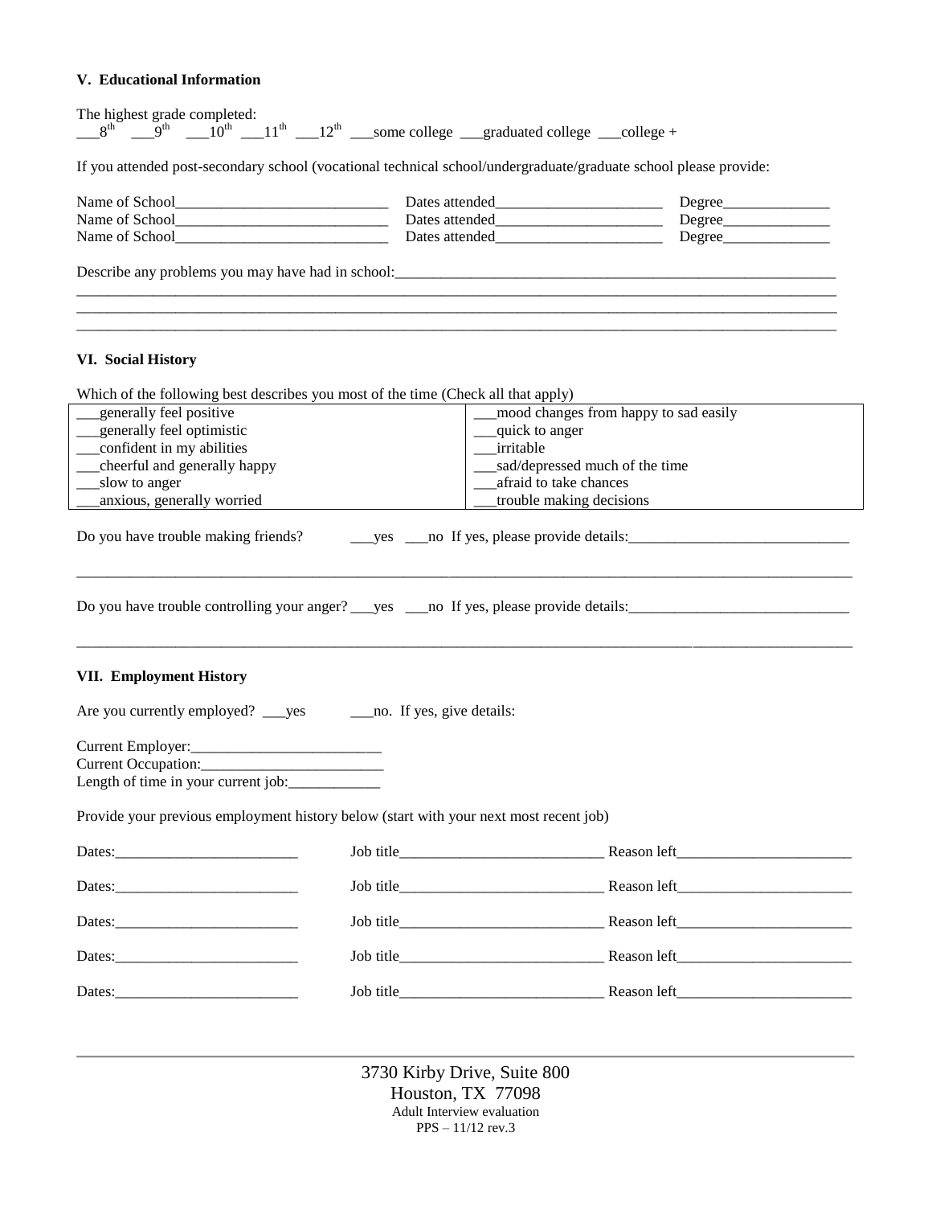### V. Educational Information

The highest grade completed:
___8th ___9th ___10th ___11th ___12th ___some college ___graduated college ___college +

If you attended post-secondary school (vocational technical school/undergraduate/graduate school please provide:

Name of School____________________________ Dates attended______________________ Degree______________
Name of School____________________________ Dates attended______________________ Degree______________
Name of School____________________________ Dates attended______________________ Degree______________

Describe any problems you may have had in school:____________________________________________________________
_____________________________________________________________________________________________________________
_____________________________________________________________________________________________________________
_____________________________________________________________________________________________________________

### VI. Social History

Which of the following best describes you most of the time (Check all that apply)

| | |
|---|---|
| ___generally feel positive | ___mood changes from happy to sad easily |
| ___generally feel optimistic | ___quick to anger |
| ___confident in my abilities | ___irritable |
| ___cheerful and generally happy | ___sad/depressed much of the time |
| ___slow to anger | ___afraid to take chances |
| ___anxious, generally worried | ___trouble making decisions |

Do you have trouble making friends? ___yes ___no If yes, please provide details:______________________________

_____________________________________________________________________________________________________________

Do you have trouble controlling your anger? ___yes ___no If yes, please provide details:______________________________

_____________________________________________________________________________________________________________

### VII. Employment History

Are you currently employed? ___yes ___no. If yes, give details:

Current Employer:_________________________
Current Occupation:________________________
Length of time in your current job:____________

Provide your previous employment history below (start with your next most recent job)

Dates:________________________ Job title___________________________ Reason left________________________

Dates:________________________ Job title___________________________ Reason left________________________

Dates:________________________ Job title___________________________ Reason left________________________

Dates:________________________ Job title___________________________ Reason left________________________

Dates:________________________ Job title___________________________ Reason left________________________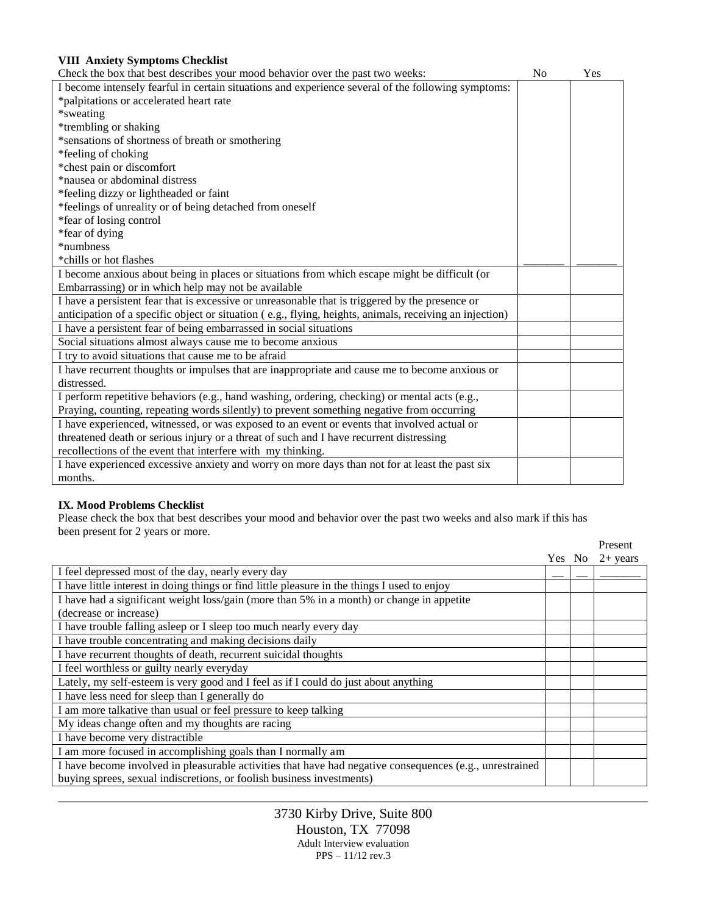### VIII Anxiety Symptoms Checklist

| Check the box that best describes your mood behavior over the past two weeks: | No | Yes |
|---|---|---|
| I become intensely fearful in certain situations and experience several of the following symptoms:<br>*palpitations or accelerated heart rate<br>*sweating<br>*trembling or shaking<br>*sensations of shortness of breath or smothering<br>*feeling of choking<br>*chest pain or discomfort<br>*nausea or abdominal distress<br>*feeling dizzy or lightheaded or faint<br>*feelings of unreality or of being detached from oneself<br>*fear of losing control<br>*fear of dying<br>*numbness<br>*chills or hot flashes | _______ | _______ |
| I become anxious about being in places or situations from which escape might be difficult (or Embarrassing) or in which help may not be available | | |
| I have a persistent fear that is excessive or unreasonable that is triggered by the presence or anticipation of a specific object or situation ( e.g., flying, heights, animals, receiving an injection) | | |
| I have a persistent fear of being embarrassed in social situations | | |
| Social situations almost always cause me to become anxious | | |
| I try to avoid situations that cause me to be afraid | | |
| I have recurrent thoughts or impulses that are inappropriate and cause me to become anxious or distressed. | | |
| I perform repetitive behaviors (e.g., hand washing, ordering, checking) or mental acts (e.g., Praying, counting, repeating words silently) to prevent something negative from occurring | | |
| I have experienced, witnessed, or was exposed to an event or events that involved actual or threatened death or serious injury or a threat of such and I have recurrent distressing recollections of the event that interfere with my thinking. | | |
| I have experienced excessive anxiety and worry on more days than not for at least the past six months. | | |

### IX. Mood Problems Checklist

Please check the box that best describes your mood and behavior over the past two weeks and also mark if this has been present for 2 years or more.

| | Yes | No | Present 2+ years |
|---|---|---|---|
| I feel depressed most of the day, nearly every day | __ | __ | _______ |
| I have little interest in doing things or find little pleasure in the things I used to enjoy | | | |
| I have had a significant weight loss/gain (more than 5% in a month) or change in appetite (decrease or increase) | | | |
| I have trouble falling asleep or I sleep too much nearly every day | | | |
| I have trouble concentrating and making decisions daily | | | |
| I have recurrent thoughts of death, recurrent suicidal thoughts | | | |
| I feel worthless or guilty nearly everyday | | | |
| Lately, my self-esteem is very good and I feel as if I could do just about anything | | | |
| I have less need for sleep than I generally do | | | |
| I am more talkative than usual or feel pressure to keep talking | | | |
| My ideas change often and my thoughts are racing | | | |
| I have become very distractible | | | |
| I am more focused in accomplishing goals than I normally am | | | |
| I have become involved in pleasurable activities that have had negative consequences (e.g., unrestrained buying sprees, sexual indiscretions, or foolish business investments) | | | |

3730 Kirby Drive, Suite 800
Houston, TX 77098
Adult Interview evaluation
PPS – 11/12 rev.3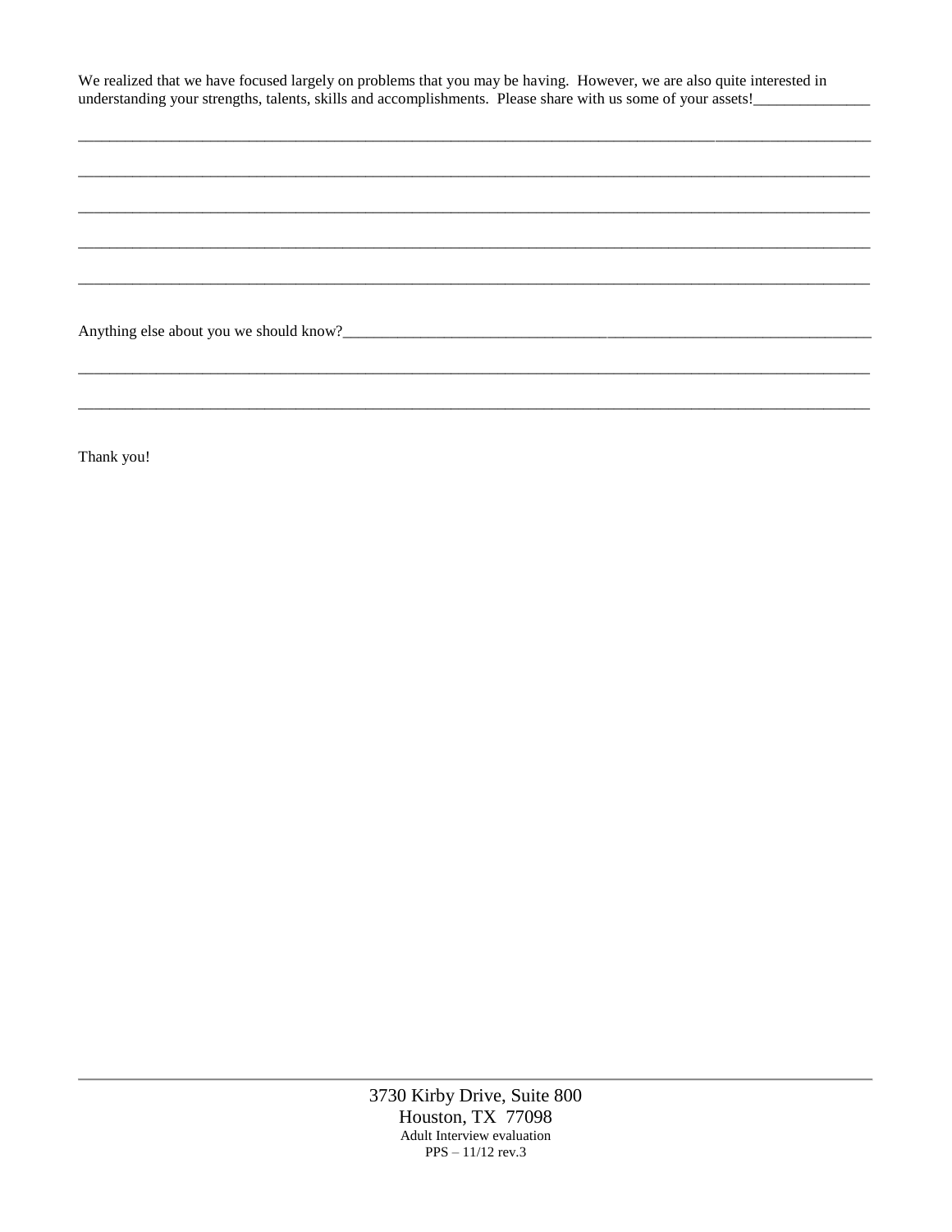We realized that we have focused largely on problems that you may be having. However, we are also quite interested in understanding your strengths, talents, skills and accomplishments. Please share with us some of your assets!_______________

_____________________________________________________________________________________________________

_____________________________________________________________________________________________________

_____________________________________________________________________________________________________

_____________________________________________________________________________________________________

_____________________________________________________________________________________________________

Anything else about you we should know?_______________________________________________________________

_____________________________________________________________________________________________________

_____________________________________________________________________________________________________

Thank you!

3730 Kirby Drive, Suite 800
Houston, TX 77098
Adult Interview evaluation
PPS – 11/12 rev.3